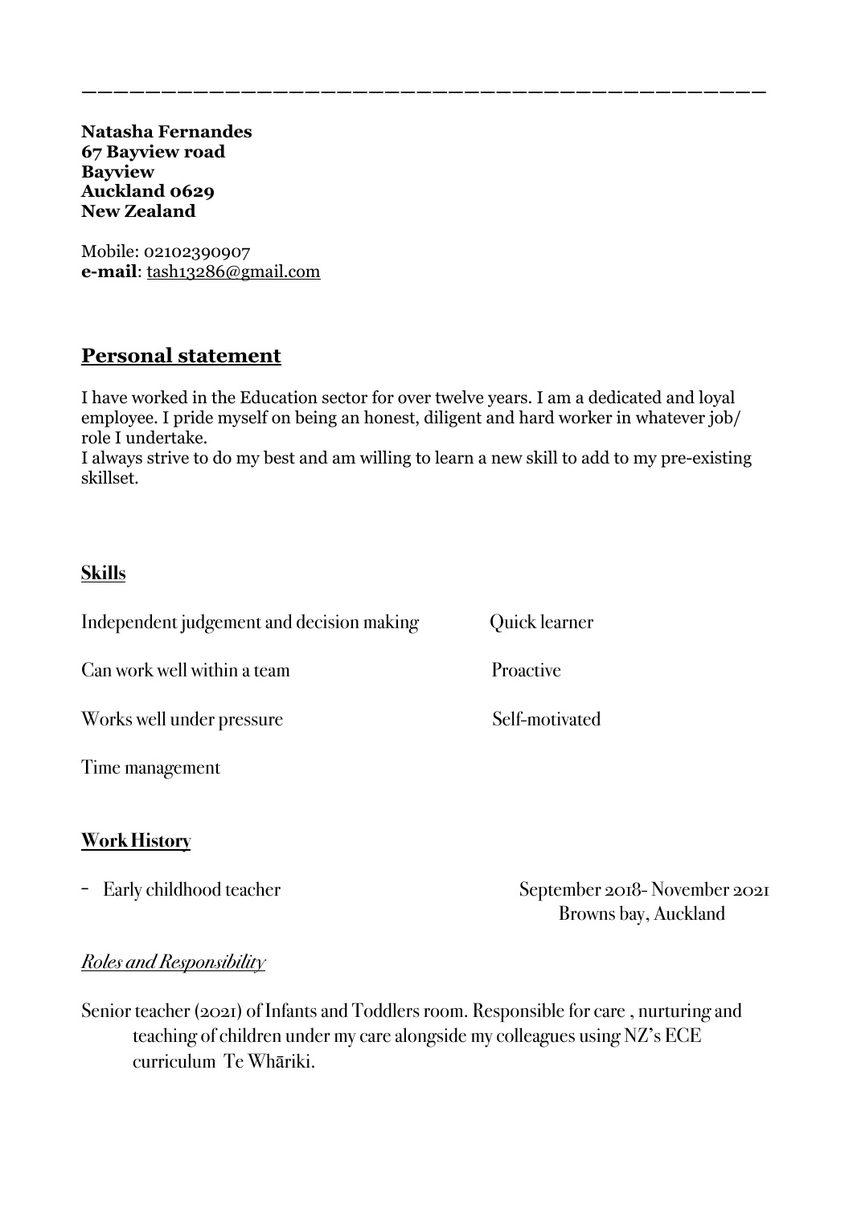---

**Natasha Fernandes**
**67 Bayview road**
**Bayview**
**Auckland 0629**
**New Zealand**

Mobile: 02102390907
**e-mail**: tash13286@gmail.com

## Personal statement

I have worked in the Education sector for over twelve years. I am a dedicated and loyal employee. I pride myself on being an honest, diligent and hard worker in whatever job/ role I undertake.
I always strive to do my best and am willing to learn a new skill to add to my pre-existing skillset.

### Skills

Independent judgement and decision making

Quick learner

Can work well within a team

Proactive

Works well under pressure

Self-motivated

Time management

### Work History

- Early childhood teacher — September 2018- November 2021, Browns bay, Auckland

*Roles and Responsibility*

Senior teacher (2021) of Infants and Toddlers room. Responsible for care , nurturing and teaching of children under my care alongside my colleagues using NZ's ECE curriculum Te Whāriki.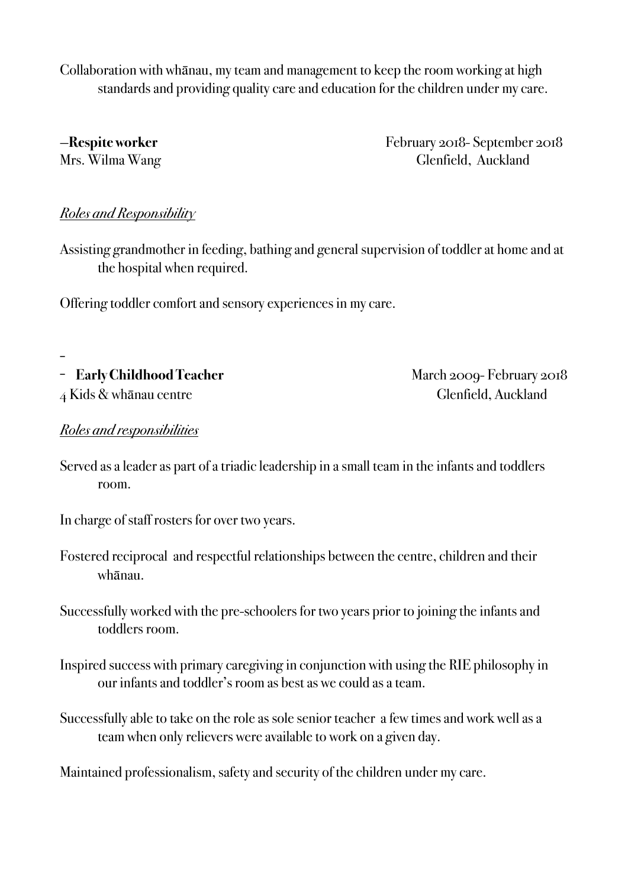Collaboration with whānau, my team and management to keep the room working at high standards and providing quality care and education for the children under my care.

**–Respite worker** February 2018- September 2018
Mrs. Wilma Wang Glenfield, Auckland

*Roles and Responsibility*

Assisting grandmother in feeding, bathing and general supervision of toddler at home and at the hospital when required.

Offering toddler comfort and sensory experiences in my care.

–

- **Early Childhood Teacher** March 2009- February 2018
4 Kids & whānau centre Glenfield, Auckland

*Roles and responsibilities*

Served as a leader as part of a triadic leadership in a small team in the infants and toddlers room.

In charge of staff rosters for over two years.

Fostered reciprocal and respectful relationships between the centre, children and their whānau.

Successfully worked with the pre-schoolers for two years prior to joining the infants and toddlers room.

Inspired success with primary caregiving in conjunction with using the RIE philosophy in our infants and toddler's room as best as we could as a team.

Successfully able to take on the role as sole senior teacher a few times and work well as a team when only relievers were available to work on a given day.

Maintained professionalism, safety and security of the children under my care.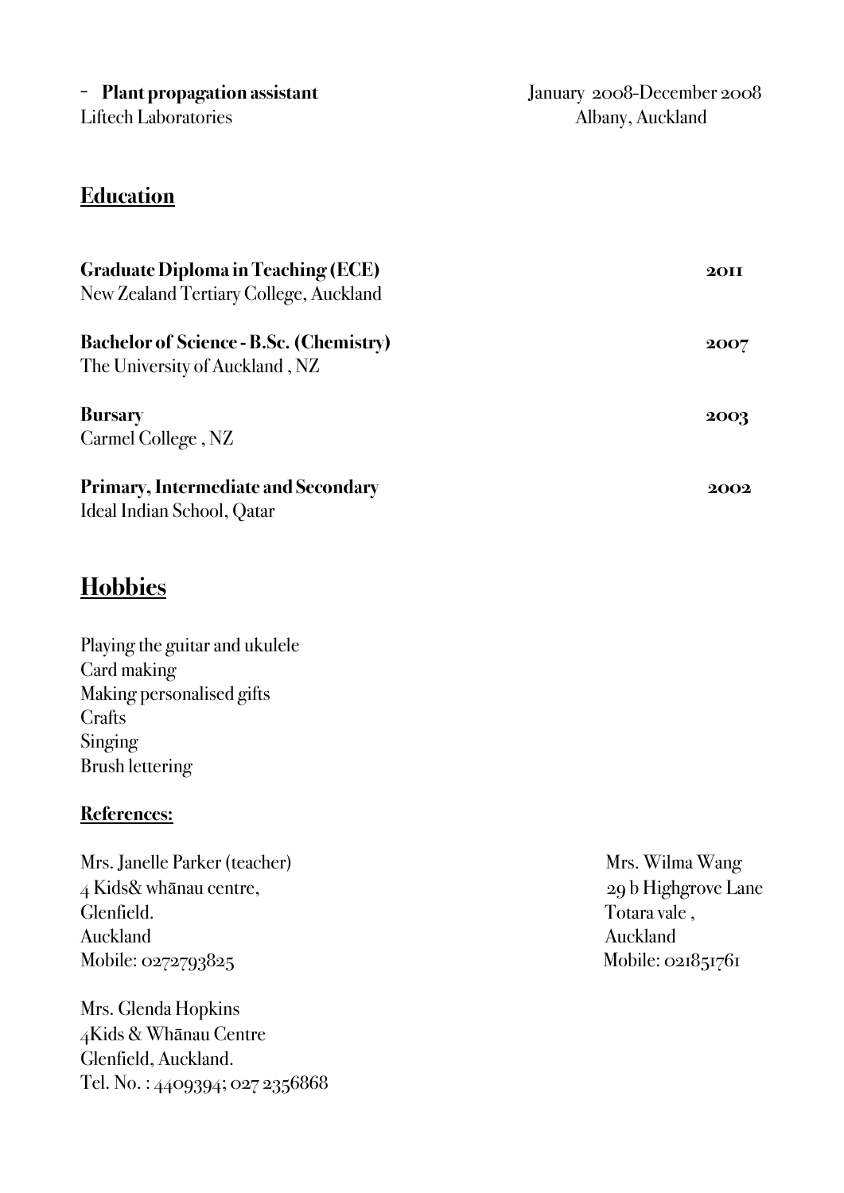- **Plant propagation assistant** January 2008-December 2008
Liftech Laboratories Albany, Auckland

## Education

**Graduate Diploma in Teaching (ECE)** **2011**
New Zealand Tertiary College, Auckland

**Bachelor of Science - B.Sc. (Chemistry)** **2007**
The University of Auckland , NZ

**Bursary** **2003**
Carmel College , NZ

**Primary, Intermediate and Secondary** **2002**
Ideal Indian School, Qatar

## Hobbies

Playing the guitar and ukulele
Card making
Making personalised gifts
Crafts
Singing
Brush lettering

### References:

Mrs. Janelle Parker (teacher)
4 Kids& whānau centre,
Glenfield.
Auckland
Mobile: 0272793825

Mrs. Wilma Wang
29 b Highgrove Lane
Totara vale ,
Auckland
Mobile: 021851761

Mrs. Glenda Hopkins
4Kids & Whānau Centre
Glenfield, Auckland.
Tel. No. : 4409394; 027 2356868